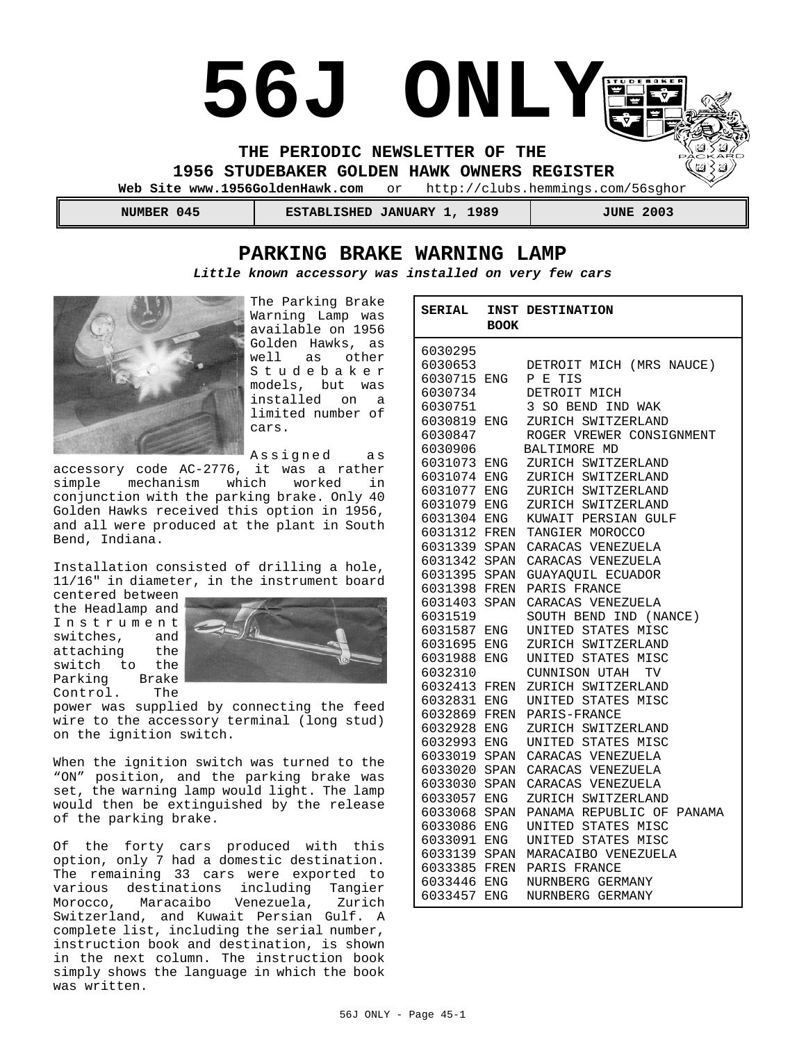# 56J ONLY

**THE PERIODIC NEWSLETTER OF THE**
**1956 STUDEBAKER GOLDEN HAWK OWNERS REGISTER**

**Web Site www.1956GoldenHawk.com** or http://clubs.hemmings.com/56sghor

| NUMBER 045 | ESTABLISHED JANUARY 1, 1989 | JUNE 2003 |
|---|---|---|

## PARKING BRAKE WARNING LAMP

***Little known accessory was installed on very few cars***

The Parking Brake Warning Lamp was available on 1956 Golden Hawks, as well as other Studebaker models, but was installed on a limited number of cars.

Assigned as accessory code AC-2776, it was a rather simple mechanism which worked in conjunction with the parking brake. Only 40 Golden Hawks received this option in 1956, and all were produced at the plant in South Bend, Indiana.

Installation consisted of drilling a hole, 11/16" in diameter, in the instrument board centered between the Headlamp and Instrument switches, and attaching the switch to the Parking Brake Control. The power was supplied by connecting the feed wire to the accessory terminal (long stud) on the ignition switch.

When the ignition switch was turned to the "ON" position, and the parking brake was set, the warning lamp would light. The lamp would then be extinguished by the release of the parking brake.

Of the forty cars produced with this option, only 7 had a domestic destination. The remaining 33 cars were exported to various destinations including Tangier Morocco, Maracaibo Venezuela, Zurich Switzerland, and Kuwait Persian Gulf. A complete list, including the serial number, instruction book and destination, is shown in the next column. The instruction book simply shows the language in which the book was written.

| SERIAL | INST BOOK | DESTINATION |
|---|---|---|
| 6030295 | | |
| 6030653 | | DETROIT MICH (MRS NAUCE) |
| 6030715 | ENG | P E TIS |
| 6030734 | | DETROIT MICH |
| 6030751 | | 3 SO BEND IND WAK |
| 6030819 | ENG | ZURICH SWITZERLAND |
| 6030847 | | ROGER VREWER CONSIGNMENT |
| 6030906 | | BALTIMORE MD |
| 6031073 | ENG | ZURICH SWITZERLAND |
| 6031074 | ENG | ZURICH SWITZERLAND |
| 6031077 | ENG | ZURICH SWITZERLAND |
| 6031079 | ENG | ZURICH SWITZERLAND |
| 6031304 | ENG | KUWAIT PERSIAN GULF |
| 6031312 | FREN | TANGIER MOROCCO |
| 6031339 | SPAN | CARACAS VENEZUELA |
| 6031342 | SPAN | CARACAS VENEZUELA |
| 6031395 | SPAN | GUAYAQUIL ECUADOR |
| 6031398 | FREN | PARIS FRANCE |
| 6031403 | SPAN | CARACAS VENEZUELA |
| 6031519 | | SOUTH BEND IND (NANCE) |
| 6031587 | ENG | UNITED STATES MISC |
| 6031695 | ENG | ZURICH SWITZERLAND |
| 6031988 | ENG | UNITED STATES MISC |
| 6032310 | | CUNNISON UTAH TV |
| 6032413 | FREN | ZURICH SWITZERLAND |
| 6032831 | ENG | UNITED STATES MISC |
| 6032869 | FREN | PARIS-FRANCE |
| 6032928 | ENG | ZURICH SWITZERLAND |
| 6032993 | ENG | UNITED STATES MISC |
| 6033019 | SPAN | CARACAS VENEZUELA |
| 6033020 | SPAN | CARACAS VENEZUELA |
| 6033030 | SPAN | CARACAS VENEZUELA |
| 6033057 | ENG | ZURICH SWITZERLAND |
| 6033068 | SPAN | PANAMA REPUBLIC OF PANAMA |
| 6033086 | ENG | UNITED STATES MISC |
| 6033091 | ENG | UNITED STATES MISC |
| 6033139 | SPAN | MARACAIBO VENEZUELA |
| 6033385 | FREN | PARIS FRANCE |
| 6033446 | ENG | NURNBERG GERMANY |
| 6033457 | ENG | NURNBERG GERMANY |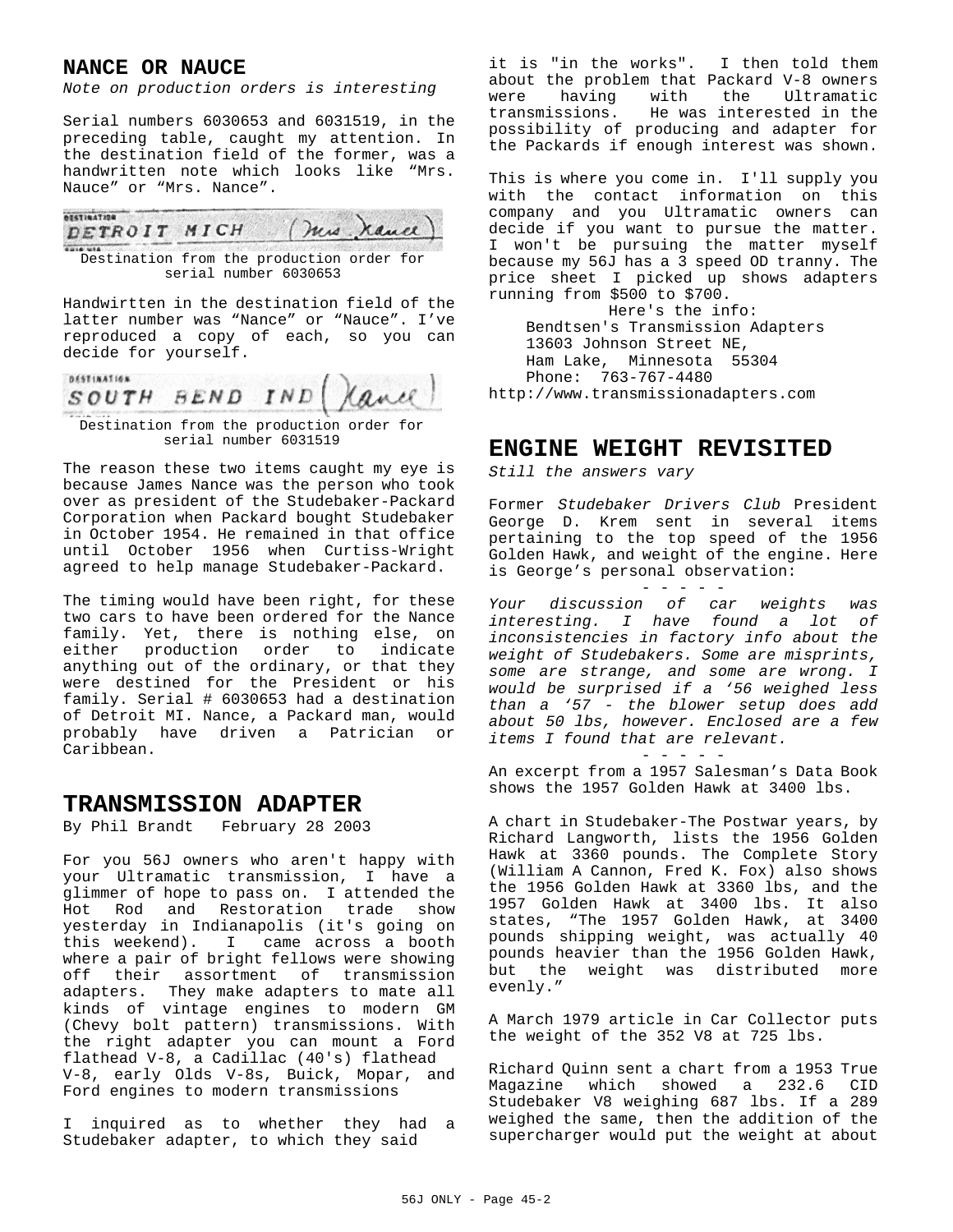## NANCE OR NAUCE

*Note on production orders is interesting*

Serial numbers 6030653 and 6031519, in the preceding table, caught my attention. In the destination field of the former, was a handwritten note which looks like “Mrs. Nauce” or “Mrs. Nance”.

DETROIT MICH (Mrs Nance)

Destination from the production order for serial number 6030653

Handwirtten in the destination field of the latter number was “Nance” or “Nauce”. I’ve reproduced a copy of each, so you can decide for yourself.

SOUTH BEND IND (Nance)

Destination from the production order for serial number 6031519

The reason these two items caught my eye is because James Nance was the person who took over as president of the Studebaker-Packard Corporation when Packard bought Studebaker in October 1954. He remained in that office until October 1956 when Curtiss-Wright agreed to help manage Studebaker-Packard.

The timing would have been right, for these two cars to have been ordered for the Nance family. Yet, there is nothing else, on either production order to indicate anything out of the ordinary, or that they were destined for the President or his family. Serial # 6030653 had a destination of Detroit MI. Nance, a Packard man, would probably have driven a Patrician or Caribbean.

## TRANSMISSION ADAPTER

By Phil Brandt February 28 2003

For you 56J owners who aren't happy with your Ultramatic transmission, I have a glimmer of hope to pass on. I attended the Hot Rod and Restoration trade show yesterday in Indianapolis (it's going on this weekend). I came across a booth where a pair of bright fellows were showing off their assortment of transmission adapters. They make adapters to mate all kinds of vintage engines to modern GM (Chevy bolt pattern) transmissions. With the right adapter you can mount a Ford flathead V-8, a Cadillac (40's) flathead V-8, early Olds V-8s, Buick, Mopar, and Ford engines to modern transmissions

I inquired as to whether they had a Studebaker adapter, to which they said it is "in the works". I then told them about the problem that Packard V-8 owners were having with the Ultramatic transmissions. He was interested in the possibility of producing and adapter for the Packards if enough interest was shown.

This is where you come in. I'll supply you with the contact information on this company and you Ultramatic owners can decide if you want to pursue the matter. I won't be pursuing the matter myself because my 56J has a 3 speed OD tranny. The price sheet I picked up shows adapters running from $500 to $700.

Here's the info:
Bendtsen's Transmission Adapters
13603 Johnson Street NE,
Ham Lake, Minnesota 55304
Phone: 763-767-4480
http://www.transmissionadapters.com

## ENGINE WEIGHT REVISITED

*Still the answers vary*

Former *Studebaker Drivers Club* President George D. Krem sent in several items pertaining to the top speed of the 1956 Golden Hawk, and weight of the engine. Here is George’s personal observation:

\- - - - -

*Your discussion of car weights was interesting. I have found a lot of inconsistencies in factory info about the weight of Studebakers. Some are misprints, some are strange, and some are wrong. I would be surprised if a ‘56 weighed less than a ‘57 - the blower setup does add about 50 lbs, however. Enclosed are a few items I found that are relevant.*

\- - - - -

An excerpt from a 1957 Salesman’s Data Book shows the 1957 Golden Hawk at 3400 lbs.

A chart in Studebaker-The Postwar years, by Richard Langworth, lists the 1956 Golden Hawk at 3360 pounds. The Complete Story (William A Cannon, Fred K. Fox) also shows the 1956 Golden Hawk at 3360 lbs, and the 1957 Golden Hawk at 3400 lbs. It also states, “The 1957 Golden Hawk, at 3400 pounds shipping weight, was actually 40 pounds heavier than the 1956 Golden Hawk, but the weight was distributed more evenly.”

A March 1979 article in Car Collector puts the weight of the 352 V8 at 725 lbs.

Richard Quinn sent a chart from a 1953 True Magazine which showed a 232.6 CID Studebaker V8 weighing 687 lbs. If a 289 weighed the same, then the addition of the supercharger would put the weight at about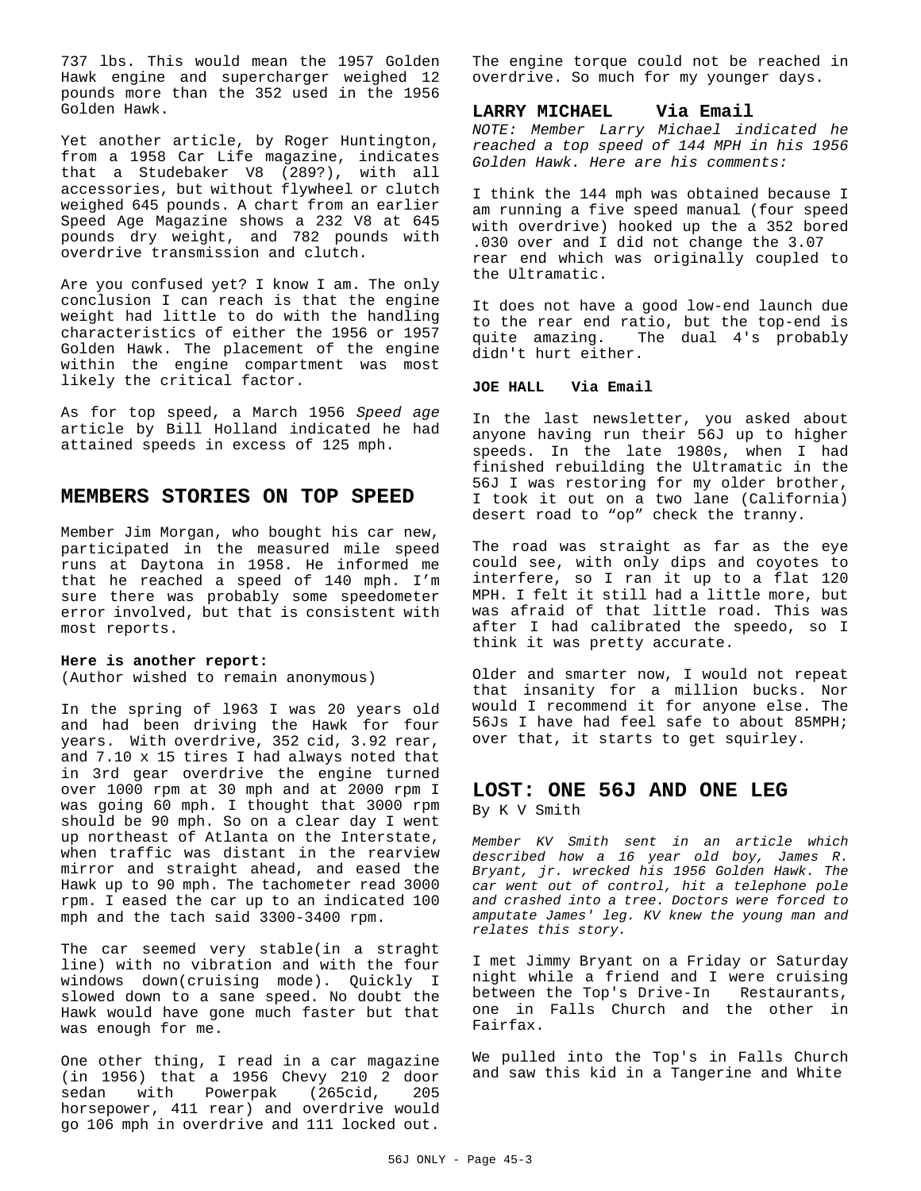737 lbs. This would mean the 1957 Golden Hawk engine and supercharger weighed 12 pounds more than the 352 used in the 1956 Golden Hawk.

Yet another article, by Roger Huntington, from a 1958 Car Life magazine, indicates that a Studebaker V8 (289?), with all accessories, but without flywheel or clutch weighed 645 pounds. A chart from an earlier Speed Age Magazine shows a 232 V8 at 645 pounds dry weight, and 782 pounds with overdrive transmission and clutch.

Are you confused yet? I know I am. The only conclusion I can reach is that the engine weight had little to do with the handling characteristics of either the 1956 or 1957 Golden Hawk. The placement of the engine within the engine compartment was most likely the critical factor.

As for top speed, a March 1956 *Speed age* article by Bill Holland indicated he had attained speeds in excess of 125 mph.

## MEMBERS STORIES ON TOP SPEED

Member Jim Morgan, who bought his car new, participated in the measured mile speed runs at Daytona in 1958. He informed me that he reached a speed of 140 mph. I'm sure there was probably some speedometer error involved, but that is consistent with most reports.

**Here is another report:**
(Author wished to remain anonymous)

In the spring of l963 I was 20 years old and had been driving the Hawk for four years. With overdrive, 352 cid, 3.92 rear, and 7.10 x 15 tires I had always noted that in 3rd gear overdrive the engine turned over 1000 rpm at 30 mph and at 2000 rpm I was going 60 mph. I thought that 3000 rpm should be 90 mph. So on a clear day I went up northeast of Atlanta on the Interstate, when traffic was distant in the rearview mirror and straight ahead, and eased the Hawk up to 90 mph. The tachometer read 3000 rpm. I eased the car up to an indicated 100 mph and the tach said 3300-3400 rpm.

The car seemed very stable(in a straght line) with no vibration and with the four windows down(cruising mode). Quickly I slowed down to a sane speed. No doubt the Hawk would have gone much faster but that was enough for me.

One other thing, I read in a car magazine (in 1956) that a 1956 Chevy 210 2 door sedan with Powerpak (265cid, 205 horsepower, 411 rear) and overdrive would go 106 mph in overdrive and 111 locked out. The engine torque could not be reached in overdrive. So much for my younger days.

### LARRY MICHAEL Via Email

*NOTE: Member Larry Michael indicated he reached a top speed of 144 MPH in his 1956 Golden Hawk. Here are his comments:*

I think the 144 mph was obtained because I am running a five speed manual (four speed with overdrive) hooked up the a 352 bored .030 over and I did not change the 3.07 rear end which was originally coupled to the Ultramatic.

It does not have a good low-end launch due to the rear end ratio, but the top-end is quite amazing. The dual 4's probably didn't hurt either.

#### JOE HALL Via Email

In the last newsletter, you asked about anyone having run their 56J up to higher speeds. In the late 1980s, when I had finished rebuilding the Ultramatic in the 56J I was restoring for my older brother, I took it out on a two lane (California) desert road to "op" check the tranny.

The road was straight as far as the eye could see, with only dips and coyotes to interfere, so I ran it up to a flat 120 MPH. I felt it still had a little more, but was afraid of that little road. This was after I had calibrated the speedo, so I think it was pretty accurate.

Older and smarter now, I would not repeat that insanity for a million bucks. Nor would I recommend it for anyone else. The 56Js I have had feel safe to about 85MPH; over that, it starts to get squirley.

## LOST: ONE 56J AND ONE LEG

By K V Smith

*Member KV Smith sent in an article which described how a 16 year old boy, James R. Bryant, jr. wrecked his 1956 Golden Hawk. The car went out of control, hit a telephone pole and crashed into a tree. Doctors were forced to amputate James' leg. KV knew the young man and relates this story.*

I met Jimmy Bryant on a Friday or Saturday night while a friend and I were cruising between the Top's Drive-In Restaurants, one in Falls Church and the other in Fairfax.

We pulled into the Top's in Falls Church and saw this kid in a Tangerine and White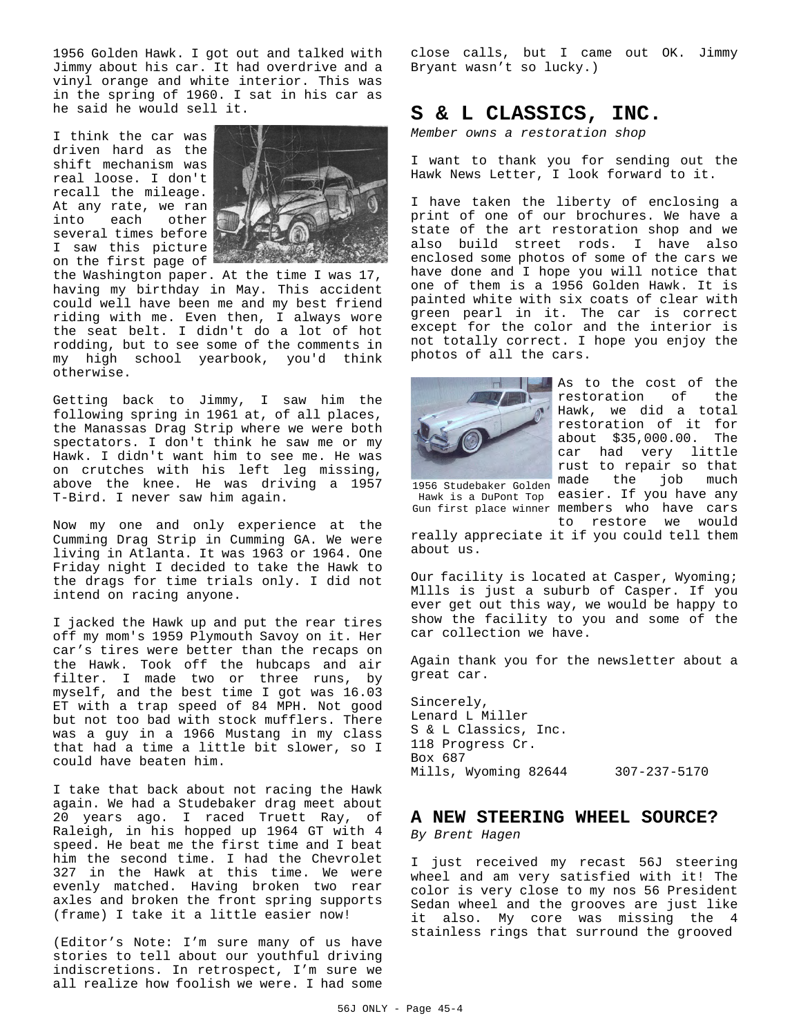1956 Golden Hawk. I got out and talked with Jimmy about his car. It had overdrive and a vinyl orange and white interior. This was in the spring of 1960. I sat in his car as he said he would sell it.

I think the car was driven hard as the shift mechanism was real loose. I don't recall the mileage. At any rate, we ran into each other several times before I saw this picture on the first page of the Washington paper. At the time I was 17, having my birthday in May. This accident could well have been me and my best friend riding with me. Even then, I always wore the seat belt. I didn't do a lot of hot rodding, but to see some of the comments in my high school yearbook, you'd think otherwise.

Getting back to Jimmy, I saw him the following spring in 1961 at, of all places, the Manassas Drag Strip where we were both spectators. I don't think he saw me or my Hawk. I didn't want him to see me. He was on crutches with his left leg missing, above the knee. He was driving a 1957 T-Bird. I never saw him again.

Now my one and only experience at the Cumming Drag Strip in Cumming GA. We were living in Atlanta. It was 1963 or 1964. One Friday night I decided to take the Hawk to the drags for time trials only. I did not intend on racing anyone.

I jacked the Hawk up and put the rear tires off my mom's 1959 Plymouth Savoy on it. Her car's tires were better than the recaps on the Hawk. Took off the hubcaps and air filter. I made two or three runs, by myself, and the best time I got was 16.03 ET with a trap speed of 84 MPH. Not good but not too bad with stock mufflers. There was a guy in a 1966 Mustang in my class that had a time a little bit slower, so I could have beaten him.

I take that back about not racing the Hawk again. We had a Studebaker drag meet about 20 years ago. I raced Truett Ray, of Raleigh, in his hopped up 1964 GT with 4 speed. He beat me the first time and I beat him the second time. I had the Chevrolet 327 in the Hawk at this time. We were evenly matched. Having broken two rear axles and broken the front spring supports (frame) I take it a little easier now!

(Editor's Note: I'm sure many of us have stories to tell about our youthful driving indiscretions. In retrospect, I'm sure we all realize how foolish we were. I had some close calls, but I came out OK. Jimmy Bryant wasn't so lucky.)

## S & L CLASSICS, INC.

*Member owns a restoration shop*

I want to thank you for sending out the Hawk News Letter, I look forward to it.

I have taken the liberty of enclosing a print of one of our brochures. We have a state of the art restoration shop and we also build street rods. I have also enclosed some photos of some of the cars we have done and I hope you will notice that one of them is a 1956 Golden Hawk. It is painted white with six coats of clear with green pearl in it. The car is correct except for the color and the interior is not totally correct. I hope you enjoy the photos of all the cars.

1956 Studebaker Golden Hawk is a DuPont Top Gun first place winner

As to the cost of the restoration of the Hawk, we did a total restoration of it for about $35,000.00. The car had very little rust to repair so that made the job much easier. If you have any members who have cars to restore we would really appreciate it if you could tell them about us.

Our facility is located at Casper, Wyoming; Mllls is just a suburb of Casper. If you ever get out this way, we would be happy to show the facility to you and some of the car collection we have.

Again thank you for the newsletter about a great car.

Sincerely,
Lenard L Miller
S & L Classics, Inc.
118 Progress Cr.
Box 687
Mills, Wyoming 82644 307-237-5170

## A NEW STEERING WHEEL SOURCE?

*By Brent Hagen*

I just received my recast 56J steering wheel and am very satisfied with it! The color is very close to my nos 56 President Sedan wheel and the grooves are just like it also. My core was missing the 4 stainless rings that surround the grooved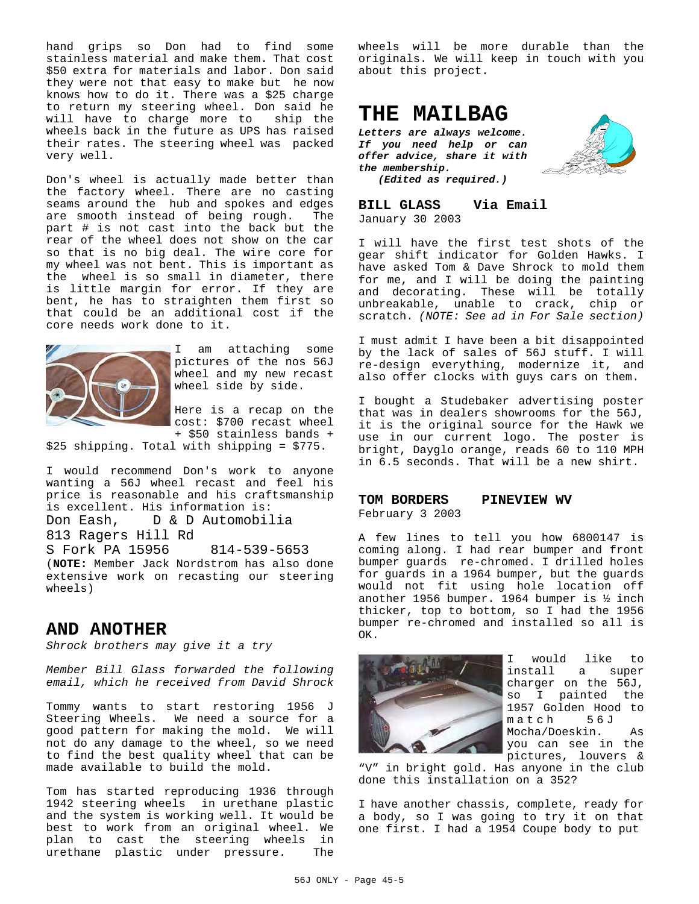hand grips so Don had to find some stainless material and make them. That cost $50 extra for materials and labor. Don said they were not that easy to make but he now knows how to do it. There was a $25 charge to return my steering wheel. Don said he will have to charge more to ship the wheels back in the future as UPS has raised their rates. The steering wheel was packed very well.

Don's wheel is actually made better than the factory wheel. There are no casting seams around the hub and spokes and edges are smooth instead of being rough. The part # is not cast into the back but the rear of the wheel does not show on the car so that is no big deal. The wire core for my wheel was not bent. This is important as the wheel is so small in diameter, there is little margin for error. If they are bent, he has to straighten them first so that could be an additional cost if the core needs work done to it.

I am attaching some pictures of the nos 56J wheel and my new recast wheel side by side.

Here is a recap on the cost: $700 recast wheel + $50 stainless bands + $25 shipping. Total with shipping = $775.

I would recommend Don's work to anyone wanting a 56J wheel recast and feel his price is reasonable and his craftsmanship is excellent. His information is:

Don Eash, D & D Automobilia
813 Ragers Hill Rd
S Fork PA 15956 814-539-5653

(**NOTE:** Member Jack Nordstrom has also done extensive work on recasting our steering wheels)

## AND ANOTHER

*Shrock brothers may give it a try*

*Member Bill Glass forwarded the following email, which he received from David Shrock*

Tommy wants to start restoring 1956 J Steering Wheels. We need a source for a good pattern for making the mold. We will not do any damage to the wheel, so we need to find the best quality wheel that can be made available to build the mold.

Tom has started reproducing 1936 through 1942 steering wheels in urethane plastic and the system is working well. It would be best to work from an original wheel. We plan to cast the steering wheels in urethane plastic under pressure. The wheels will be more durable than the originals. We will keep in touch with you about this project.

# THE MAILBAG

***Letters are always welcome. If you need help or can offer advice, share it with the membership.***
***(Edited as required.)***

### BILL GLASS Via Email

January 30 2003

I will have the first test shots of the gear shift indicator for Golden Hawks. I have asked Tom & Dave Shrock to mold them for me, and I will be doing the painting and decorating. These will be totally unbreakable, unable to crack, chip or scratch. *(NOTE: See ad in For Sale section)*

I must admit I have been a bit disappointed by the lack of sales of 56J stuff. I will re-design everything, modernize it, and also offer clocks with guys cars on them.

I bought a Studebaker advertising poster that was in dealers showrooms for the 56J, it is the original source for the Hawk we use in our current logo. The poster is bright, Dayglo orange, reads 60 to 110 MPH in 6.5 seconds. That will be a new shirt.

### TOM BORDERS PINEVIEW WV

February 3 2003

A few lines to tell you how 6800147 is coming along. I had rear bumper and front bumper guards re-chromed. I drilled holes for guards in a 1964 bumper, but the guards would not fit using hole location off another 1956 bumper. 1964 bumper is ½ inch thicker, top to bottom, so I had the 1956 bumper re-chromed and installed so all is OK.

I would like to install a super charger on the 56J, so I painted the 1957 Golden Hood to match 56J Mocha/Doeskin. As you can see in the pictures, louvers & "V" in bright gold. Has anyone in the club done this installation on a 352?

I have another chassis, complete, ready for a body, so I was going to try it on that one first. I had a 1954 Coupe body to put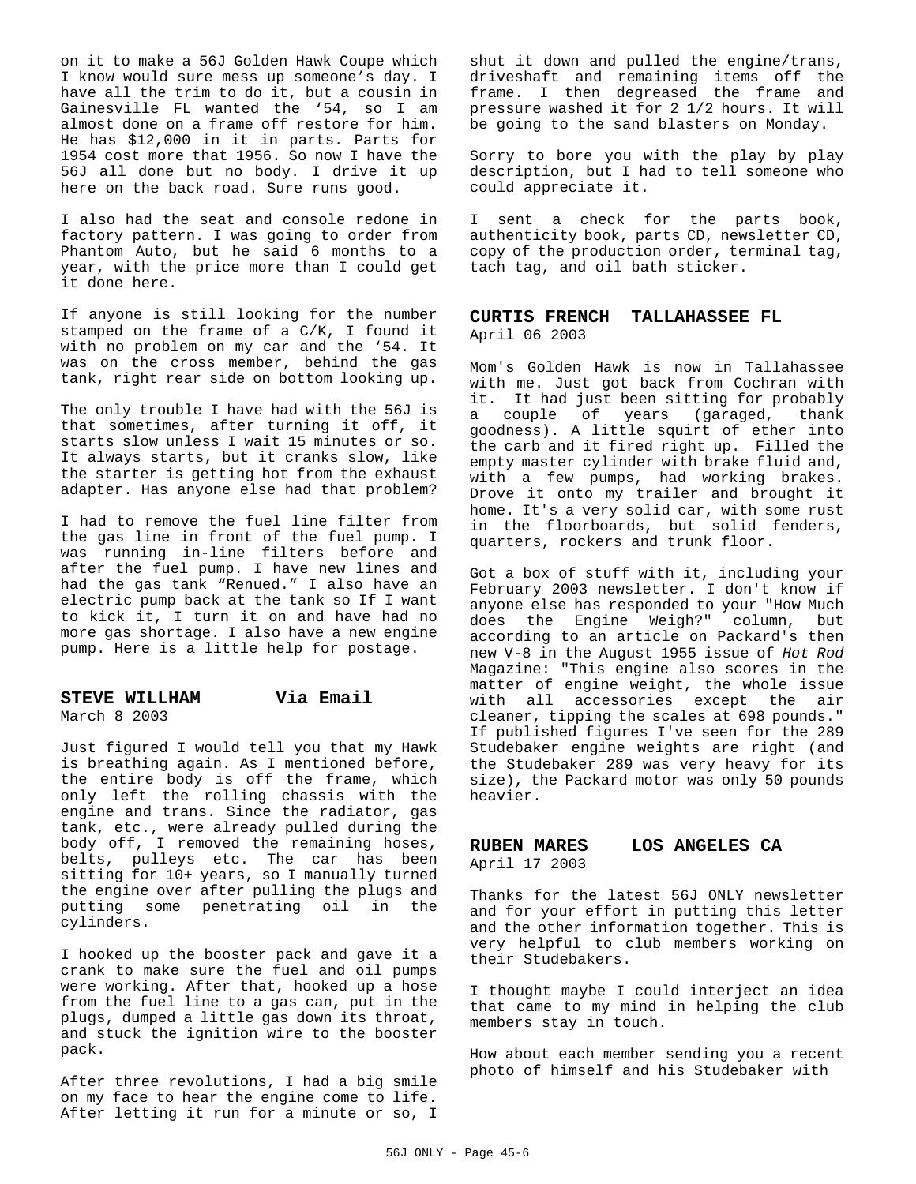on it to make a 56J Golden Hawk Coupe which I know would sure mess up someone's day. I have all the trim to do it, but a cousin in Gainesville FL wanted the '54, so I am almost done on a frame off restore for him. He has $12,000 in it in parts. Parts for 1954 cost more that 1956. So now I have the 56J all done but no body. I drive it up here on the back road. Sure runs good.

I also had the seat and console redone in factory pattern. I was going to order from Phantom Auto, but he said 6 months to a year, with the price more than I could get it done here.

If anyone is still looking for the number stamped on the frame of a C/K, I found it with no problem on my car and the '54. It was on the cross member, behind the gas tank, right rear side on bottom looking up.

The only trouble I have had with the 56J is that sometimes, after turning it off, it starts slow unless I wait 15 minutes or so. It always starts, but it cranks slow, like the starter is getting hot from the exhaust adapter. Has anyone else had that problem?

I had to remove the fuel line filter from the gas line in front of the fuel pump. I was running in-line filters before and after the fuel pump. I have new lines and had the gas tank "Renued." I also have an electric pump back at the tank so If I want to kick it, I turn it on and have had no more gas shortage. I also have a new engine pump. Here is a little help for postage.

### STEVE WILLHAM Via Email

March 8 2003

Just figured I would tell you that my Hawk is breathing again. As I mentioned before, the entire body is off the frame, which only left the rolling chassis with the engine and trans. Since the radiator, gas tank, etc., were already pulled during the body off, I removed the remaining hoses, belts, pulleys etc. The car has been sitting for 10+ years, so I manually turned the engine over after pulling the plugs and putting some penetrating oil in the cylinders.

I hooked up the booster pack and gave it a crank to make sure the fuel and oil pumps were working. After that, hooked up a hose from the fuel line to a gas can, put in the plugs, dumped a little gas down its throat, and stuck the ignition wire to the booster pack.

After three revolutions, I had a big smile on my face to hear the engine come to life. After letting it run for a minute or so, I shut it down and pulled the engine/trans, driveshaft and remaining items off the frame. I then degreased the frame and pressure washed it for 2 1/2 hours. It will be going to the sand blasters on Monday.

Sorry to bore you with the play by play description, but I had to tell someone who could appreciate it.

I sent a check for the parts book, authenticity book, parts CD, newsletter CD, copy of the production order, terminal tag, tach tag, and oil bath sticker.

### CURTIS FRENCH TALLAHASSEE FL

April 06 2003

Mom's Golden Hawk is now in Tallahassee with me. Just got back from Cochran with it. It had just been sitting for probably a couple of years (garaged, thank goodness). A little squirt of ether into the carb and it fired right up. Filled the empty master cylinder with brake fluid and, with a few pumps, had working brakes. Drove it onto my trailer and brought it home. It's a very solid car, with some rust in the floorboards, but solid fenders, quarters, rockers and trunk floor.

Got a box of stuff with it, including your February 2003 newsletter. I don't know if anyone else has responded to your "How Much does the Engine Weigh?" column, but according to an article on Packard's then new V-8 in the August 1955 issue of *Hot Rod* Magazine: "This engine also scores in the matter of engine weight, the whole issue with all accessories except the air cleaner, tipping the scales at 698 pounds." If published figures I've seen for the 289 Studebaker engine weights are right (and the Studebaker 289 was very heavy for its size), the Packard motor was only 50 pounds heavier.

### RUBEN MARES LOS ANGELES CA

April 17 2003

Thanks for the latest 56J ONLY newsletter and for your effort in putting this letter and the other information together. This is very helpful to club members working on their Studebakers.

I thought maybe I could interject an idea that came to my mind in helping the club members stay in touch.

How about each member sending you a recent photo of himself and his Studebaker with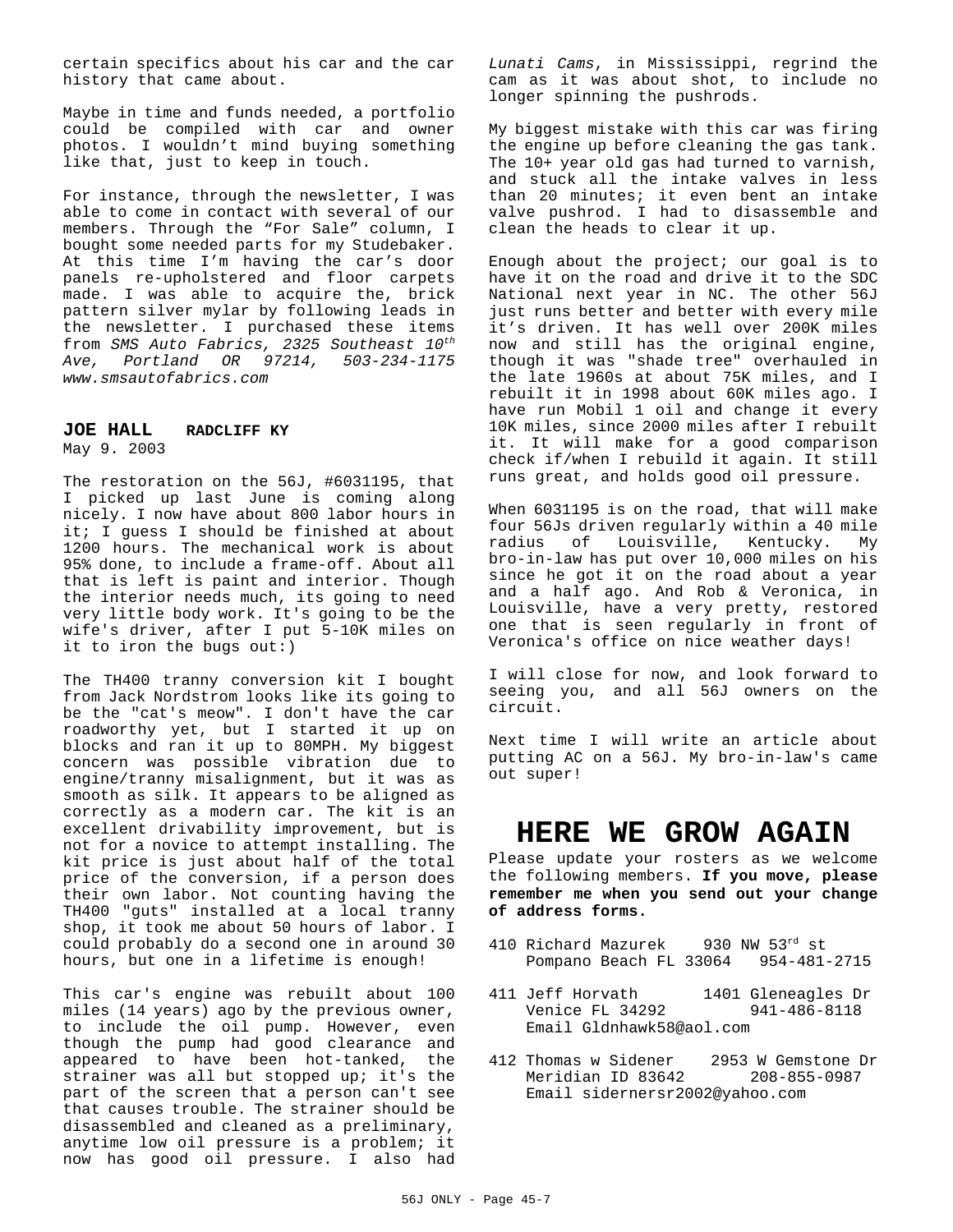certain specifics about his car and the car history that came about.

Maybe in time and funds needed, a portfolio could be compiled with car and owner photos. I wouldn't mind buying something like that, just to keep in touch.

For instance, through the newsletter, I was able to come in contact with several of our members. Through the "For Sale" column, I bought some needed parts for my Studebaker. At this time I'm having the car's door panels re-upholstered and floor carpets made. I was able to acquire the, brick pattern silver mylar by following leads in the newsletter. I purchased these items from *SMS Auto Fabrics, 2325 Southeast 10th Ave, Portland OR 97214, 503-234-1175 www.smsautofabrics.com*

### JOE HALL RADCLIFF KY

May 9. 2003

The restoration on the 56J, #6031195, that I picked up last June is coming along nicely. I now have about 800 labor hours in it; I guess I should be finished at about 1200 hours. The mechanical work is about 95% done, to include a frame-off. About all that is left is paint and interior. Though the interior needs much, its going to need very little body work. It's going to be the wife's driver, after I put 5-10K miles on it to iron the bugs out:)

The TH400 tranny conversion kit I bought from Jack Nordstrom looks like its going to be the "cat's meow". I don't have the car roadworthy yet, but I started it up on blocks and ran it up to 80MPH. My biggest concern was possible vibration due to engine/tranny misalignment, but it was as smooth as silk. It appears to be aligned as correctly as a modern car. The kit is an excellent drivability improvement, but is not for a novice to attempt installing. The kit price is just about half of the total price of the conversion, if a person does their own labor. Not counting having the TH400 "guts" installed at a local tranny shop, it took me about 50 hours of labor. I could probably do a second one in around 30 hours, but one in a lifetime is enough!

This car's engine was rebuilt about 100 miles (14 years) ago by the previous owner, to include the oil pump. However, even though the pump had good clearance and appeared to have been hot-tanked, the strainer was all but stopped up; it's the part of the screen that a person can't see that causes trouble. The strainer should be disassembled and cleaned as a preliminary, anytime low oil pressure is a problem; it now has good oil pressure. I also had *Lunati Cams*, in Mississippi, regrind the cam as it was about shot, to include no longer spinning the pushrods.

My biggest mistake with this car was firing the engine up before cleaning the gas tank. The 10+ year old gas had turned to varnish, and stuck all the intake valves in less than 20 minutes; it even bent an intake valve pushrod. I had to disassemble and clean the heads to clear it up.

Enough about the project; our goal is to have it on the road and drive it to the SDC National next year in NC. The other 56J just runs better and better with every mile it's driven. It has well over 200K miles now and still has the original engine, though it was "shade tree" overhauled in the late 1960s at about 75K miles, and I rebuilt it in 1998 about 60K miles ago. I have run Mobil 1 oil and change it every 10K miles, since 2000 miles after I rebuilt it. It will make for a good comparison check if/when I rebuild it again. It still runs great, and holds good oil pressure.

When 6031195 is on the road, that will make four 56Js driven regularly within a 40 mile radius of Louisville, Kentucky. My bro-in-law has put over 10,000 miles on his since he got it on the road about a year and a half ago. And Rob & Veronica, in Louisville, have a very pretty, restored one that is seen regularly in front of Veronica's office on nice weather days!

I will close for now, and look forward to seeing you, and all 56J owners on the circuit.

Next time I will write an article about putting AC on a 56J. My bro-in-law's came out super!

# HERE WE GROW AGAIN

Please update your rosters as we welcome the following members. **If you move, please remember me when you send out your change of address forms.**

410 Richard Mazurek 930 NW 53rd st
Pompano Beach FL 33064 954-481-2715

411 Jeff Horvath 1401 Gleneagles Dr
Venice FL 34292 941-486-8118
Email Gldnhawk58@aol.com

412 Thomas w Sidener 2953 W Gemstone Dr
Meridian ID 83642 208-855-0987
Email sidernersr2002@yahoo.com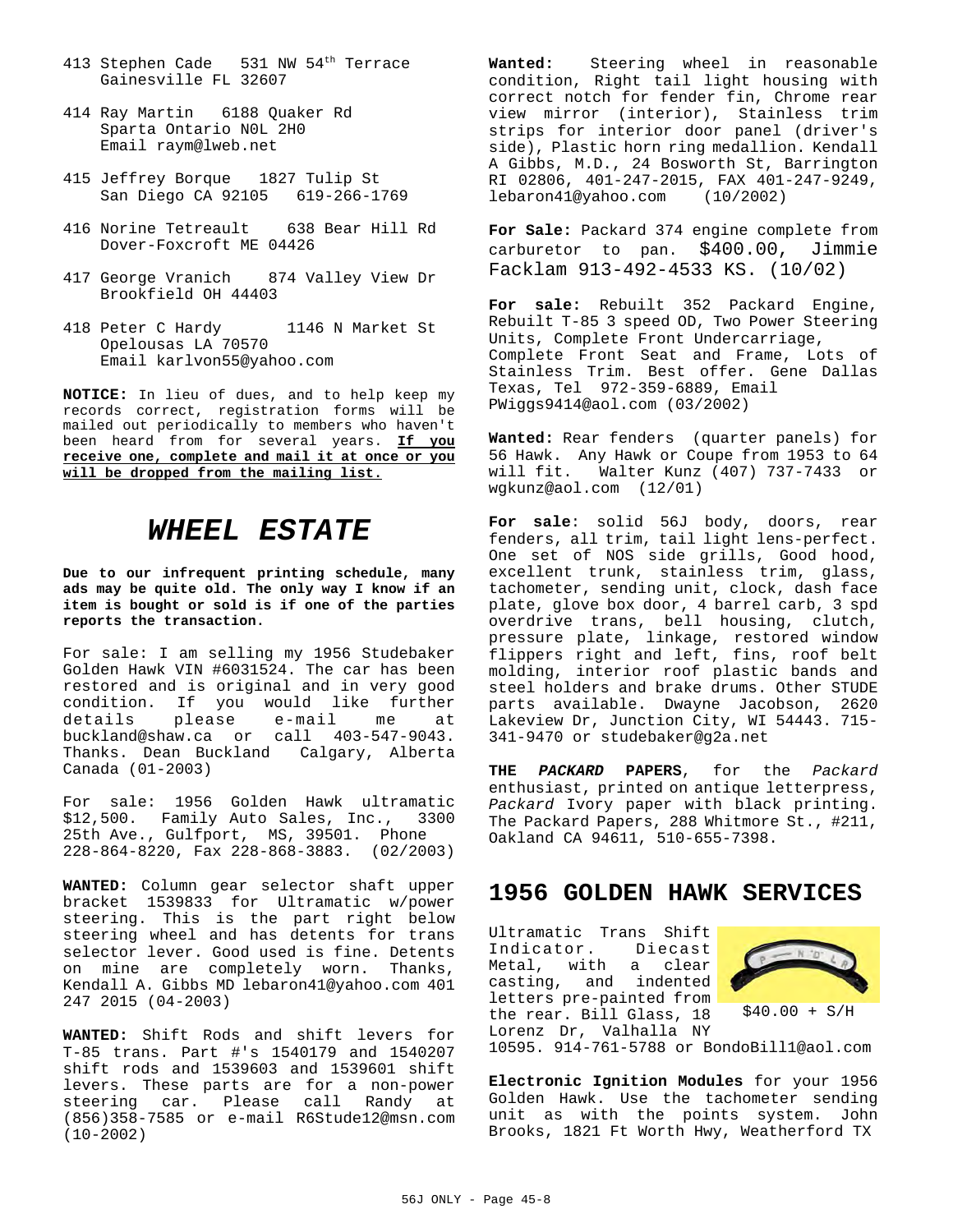413 Stephen Cade 531 NW 54th Terrace
Gainesville FL 32607

414 Ray Martin 6188 Quaker Rd
Sparta Ontario N0L 2H0
Email raym@lweb.net

415 Jeffrey Borque 1827 Tulip St
San Diego CA 92105 619-266-1769

416 Norine Tetreault 638 Bear Hill Rd
Dover-Foxcroft ME 04426

417 George Vranich 874 Valley View Dr
Brookfield OH 44403

418 Peter C Hardy 1146 N Market St
Opelousas LA 70570
Email karlvon55@yahoo.com

**NOTICE:** In lieu of dues, and to help keep my records correct, registration forms will be mailed out periodically to members who haven't been heard from for several years. **If you receive one, complete and mail it at once or you will be dropped from the mailing list.**

# *WHEEL ESTATE*

**Due to our infrequent printing schedule, many ads may be quite old. The only way I know if an item is bought or sold is if one of the parties reports the transaction.**

For sale: I am selling my 1956 Studebaker Golden Hawk VIN #6031524. The car has been restored and is original and in very good condition. If you would like further details please e-mail me at buckland@shaw.ca or call 403-547-9043. Thanks. Dean Buckland Calgary, Alberta Canada (01-2003)

For sale: 1956 Golden Hawk ultramatic $12,500. Family Auto Sales, Inc., 3300 25th Ave., Gulfport, MS, 39501. Phone 228-864-8220, Fax 228-868-3883. (02/2003)

**WANTED:** Column gear selector shaft upper bracket 1539833 for Ultramatic w/power steering. This is the part right below steering wheel and has detents for trans selector lever. Good used is fine. Detents on mine are completely worn. Thanks, Kendall A. Gibbs MD lebaron41@yahoo.com 401 247 2015 (04-2003)

**WANTED:** Shift Rods and shift levers for T-85 trans. Part #'s 1540179 and 1540207 shift rods and 1539603 and 1539601 shift levers. These parts are for a non-power steering car. Please call Randy at (856)358-7585 or e-mail R6Stude12@msn.com (10-2002)

**Wanted:** Steering wheel in reasonable condition, Right tail light housing with correct notch for fender fin, Chrome rear view mirror (interior), Stainless trim strips for interior door panel (driver's side), Plastic horn ring medallion. Kendall A Gibbs, M.D., 24 Bosworth St, Barrington RI 02806, 401-247-2015, FAX 401-247-9249, lebaron41@yahoo.com (10/2002)

**For Sale:** Packard 374 engine complete from carburetor to pan. $400.00, Jimmie Facklam 913-492-4533 KS. (10/02)

**For sale:** Rebuilt 352 Packard Engine, Rebuilt T-85 3 speed OD, Two Power Steering Units, Complete Front Undercarriage, Complete Front Seat and Frame, Lots of Stainless Trim. Best offer. Gene Dallas Texas, Tel 972-359-6889, Email PWiggs9414@aol.com (03/2002)

**Wanted:** Rear fenders (quarter panels) for 56 Hawk. Any Hawk or Coupe from 1953 to 64 will fit. Walter Kunz (407) 737-7433 or wgkunz@aol.com (12/01)

**For sale**: solid 56J body, doors, rear fenders, all trim, tail light lens-perfect. One set of NOS side grills, Good hood, excellent trunk, stainless trim, glass, tachometer, sending unit, clock, dash face plate, glove box door, 4 barrel carb, 3 spd overdrive trans, bell housing, clutch, pressure plate, linkage, restored window flippers right and left, fins, roof belt molding, interior roof plastic bands and steel holders and brake drums. Other STUDE parts available. Dwayne Jacobson, 2620 Lakeview Dr, Junction City, WI 54443. 715-341-9470 or studebaker@g2a.net

**THE *PACKARD* PAPERS**, for the *Packard* enthusiast, printed on antique letterpress, *Packard* Ivory paper with black printing. The Packard Papers, 288 Whitmore St., #211, Oakland CA 94611, 510-655-7398.

## 1956 GOLDEN HAWK SERVICES

Ultramatic Trans Shift Indicator. Diecast Metal, with a clear casting, and indented letters pre-painted from the rear. Bill Glass, 18 Lorenz Dr, Valhalla NY 10595. 914-761-5788 or BondoBill1@aol.com

$40.00 + S/H

**Electronic Ignition Modules** for your 1956 Golden Hawk. Use the tachometer sending unit as with the points system. John Brooks, 1821 Ft Worth Hwy, Weatherford TX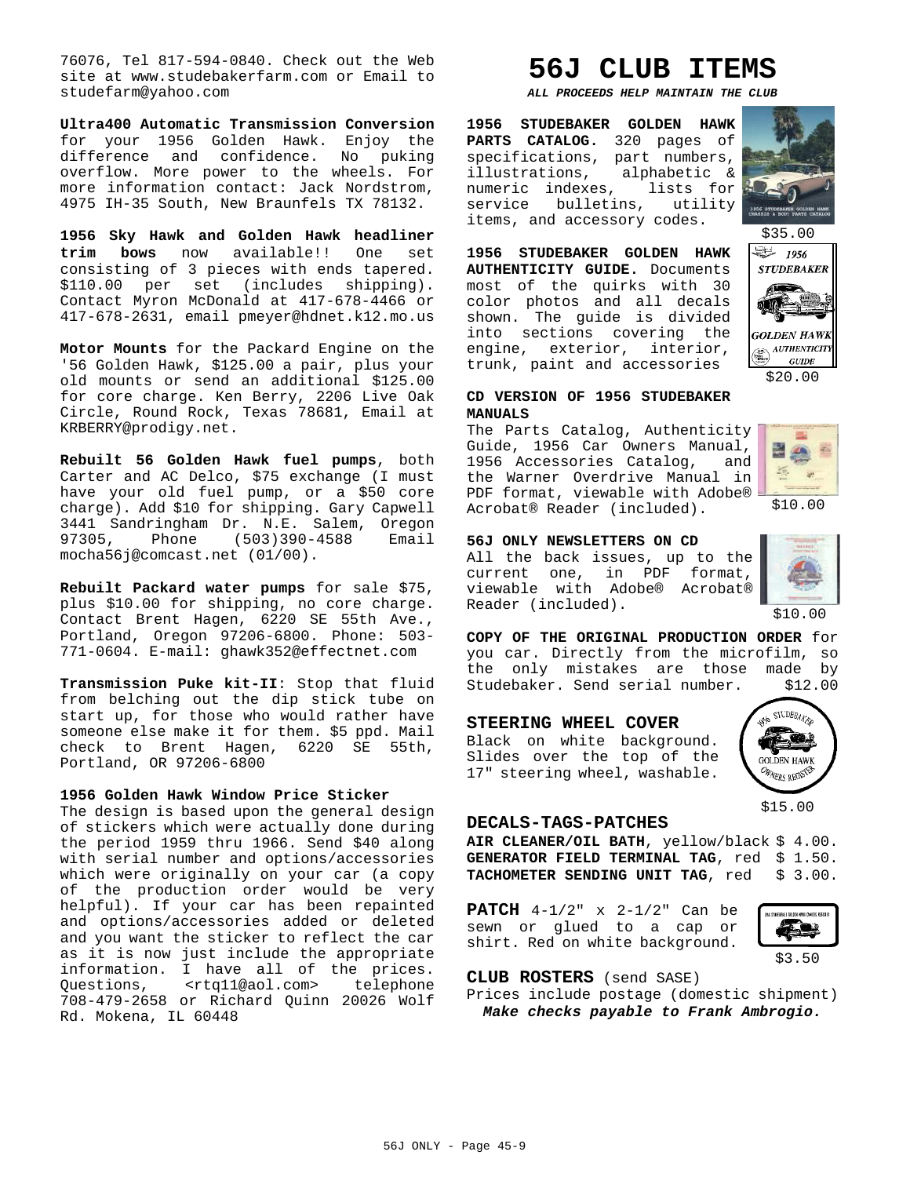76076, Tel 817-594-0840. Check out the Web site at www.studebakerfarm.com or Email to studefarm@yahoo.com

**Ultra400 Automatic Transmission Conversion** for your 1956 Golden Hawk. Enjoy the difference and confidence. No puking overflow. More power to the wheels. For more information contact: Jack Nordstrom, 4975 IH-35 South, New Braunfels TX 78132.

**1956 Sky Hawk and Golden Hawk headliner trim bows** now available!! One set consisting of 3 pieces with ends tapered. $110.00 per set (includes shipping). Contact Myron McDonald at 417-678-4466 or 417-678-2631, email pmeyer@hdnet.k12.mo.us

**Motor Mounts** for the Packard Engine on the '56 Golden Hawk, $125.00 a pair, plus your old mounts or send an additional $125.00 for core charge. Ken Berry, 2206 Live Oak Circle, Round Rock, Texas 78681, Email at KRBERRY@prodigy.net.

**Rebuilt 56 Golden Hawk fuel pumps**, both Carter and AC Delco, $75 exchange (I must have your old fuel pump, or a $50 core charge). Add $10 for shipping. Gary Capwell 3441 Sandringham Dr. N.E. Salem, Oregon 97305, Phone (503)390-4588 Email mocha56j@comcast.net (01/00).

**Rebuilt Packard water pumps** for sale $75, plus $10.00 for shipping, no core charge. Contact Brent Hagen, 6220 SE 55th Ave., Portland, Oregon 97206-6800. Phone: 503-771-0604. E-mail: ghawk352@effectnet.com

**Transmission Puke kit-II**: Stop that fluid from belching out the dip stick tube on start up, for those who would rather have someone else make it for them. $5 ppd. Mail check to Brent Hagen, 6220 SE 55th, Portland, OR 97206-6800

**1956 Golden Hawk Window Price Sticker**

The design is based upon the general design of stickers which were actually done during the period 1959 thru 1966. Send $40 along with serial number and options/accessories which were originally on your car (a copy of the production order would be very helpful). If your car has been repainted and options/accessories added or deleted and you want the sticker to reflect the car as it is now just include the appropriate information. I have all of the prices. Questions, <rtq11@aol.com> telephone 708-479-2658 or Richard Quinn 20026 Wolf Rd. Mokena, IL 60448

# 56J CLUB ITEMS

***ALL PROCEEDS HELP MAINTAIN THE CLUB***

**1956 STUDEBAKER GOLDEN HAWK PARTS CATALOG.** 320 pages of specifications, part numbers, illustrations, alphabetic & numeric indexes, lists for service bulletins, utility items, and accessory codes.

$35.00

**1956 STUDEBAKER GOLDEN HAWK AUTHENTICITY GUIDE.** Documents most of the quirks with 30 color photos and all decals shown. The guide is divided into sections covering the engine, exterior, interior, trunk, paint and accessories

$20.00

**CD VERSION OF 1956 STUDEBAKER MANUALS**

The Parts Catalog, Authenticity Guide, 1956 Car Owners Manual, 1956 Accessories Catalog, and the Warner Overdrive Manual in PDF format, viewable with Adobe® Acrobat® Reader (included).

$10.00

**56J ONLY NEWSLETTERS ON CD**

All the back issues, up to the current one, in PDF format, viewable with Adobe® Acrobat® Reader (included).

$10.00

**COPY OF THE ORIGINAL PRODUCTION ORDER** for you car. Directly from the microfilm, so the only mistakes are those made by Studebaker. Send serial number. $12.00

## STEERING WHEEL COVER

Black on white background. Slides over the top of the 17" steering wheel, washable.

$15.00

## DECALS-TAGS-PATCHES

**AIR CLEANER/OIL BATH**, yellow/black $ 4.00.
**GENERATOR FIELD TERMINAL TAG**, red $ 1.50.
**TACHOMETER SENDING UNIT TAG**, red $ 3.00.

**PATCH** 4-1/2" x 2-1/2" Can be sewn or glued to a cap or shirt. Red on white background.

$3.50

**CLUB ROSTERS** (send SASE)

Prices include postage (domestic shipment)

***Make checks payable to Frank Ambrogio.***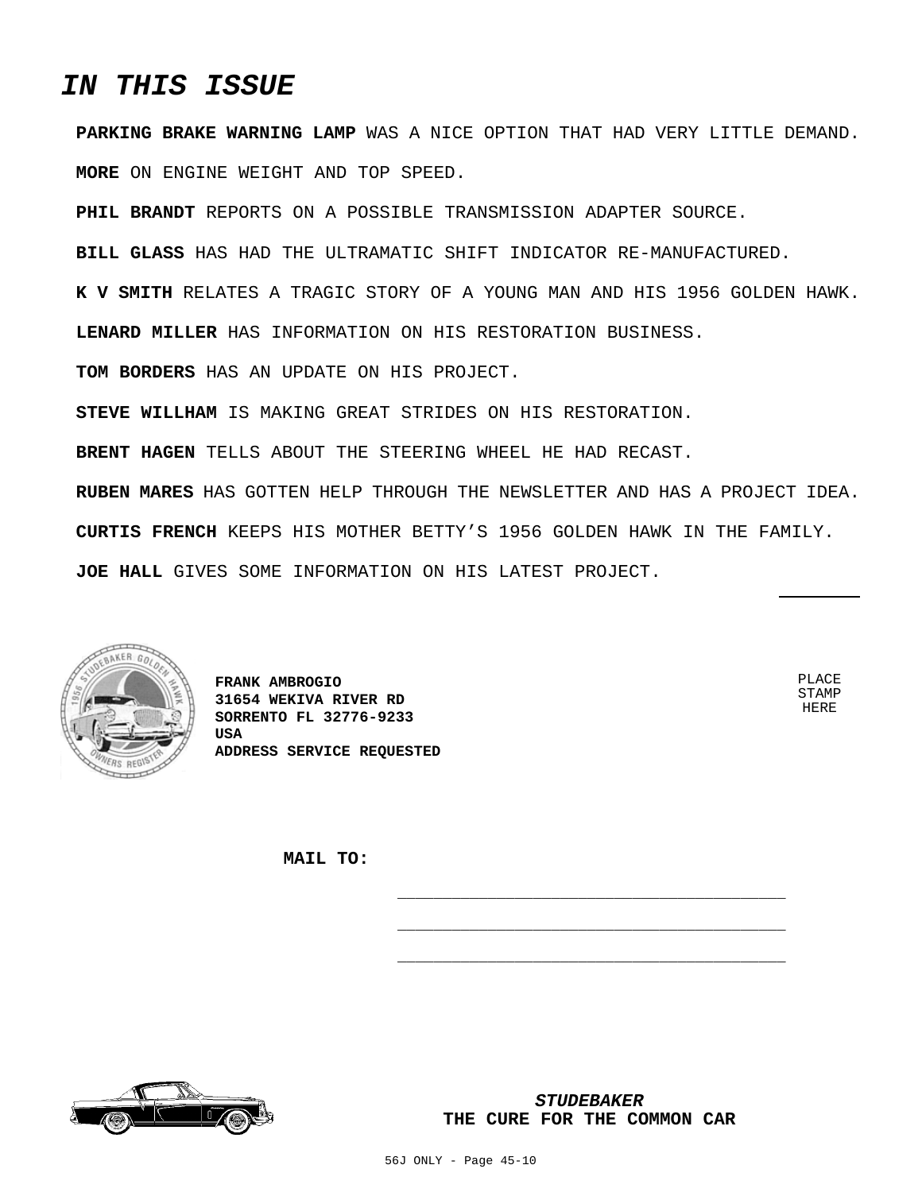# *IN THIS ISSUE*

**PARKING BRAKE WARNING LAMP** WAS A NICE OPTION THAT HAD VERY LITTLE DEMAND.

**MORE** ON ENGINE WEIGHT AND TOP SPEED.

**PHIL BRANDT** REPORTS ON A POSSIBLE TRANSMISSION ADAPTER SOURCE.

**BILL GLASS** HAS HAD THE ULTRAMATIC SHIFT INDICATOR RE-MANUFACTURED.

**K V SMITH** RELATES A TRAGIC STORY OF A YOUNG MAN AND HIS 1956 GOLDEN HAWK.

**LENARD MILLER** HAS INFORMATION ON HIS RESTORATION BUSINESS.

**TOM BORDERS** HAS AN UPDATE ON HIS PROJECT.

**STEVE WILLHAM** IS MAKING GREAT STRIDES ON HIS RESTORATION.

**BRENT HAGEN** TELLS ABOUT THE STEERING WHEEL HE HAD RECAST.

**RUBEN MARES** HAS GOTTEN HELP THROUGH THE NEWSLETTER AND HAS A PROJECT IDEA.

**CURTIS FRENCH** KEEPS HIS MOTHER BETTY'S 1956 GOLDEN HAWK IN THE FAMILY.

**JOE HALL** GIVES SOME INFORMATION ON HIS LATEST PROJECT.

**FRANK AMBROGIO**
**31654 WEKIVA RIVER RD**
**SORRENTO FL 32776-9233**
**USA**
**ADDRESS SERVICE REQUESTED**

PLACE
STAMP
HERE

**MAIL TO:**

\_\_\_\_\_\_\_\_\_\_\_\_\_\_\_\_\_\_\_\_\_\_\_\_\_\_\_\_\_\_\_\_\_\_\_\_\_\_\_\_

\_\_\_\_\_\_\_\_\_\_\_\_\_\_\_\_\_\_\_\_\_\_\_\_\_\_\_\_\_\_\_\_\_\_\_\_\_\_\_\_

\_\_\_\_\_\_\_\_\_\_\_\_\_\_\_\_\_\_\_\_\_\_\_\_\_\_\_\_\_\_\_\_\_\_\_\_\_\_\_\_

***STUDEBAKER***
**THE CURE FOR THE COMMON CAR**